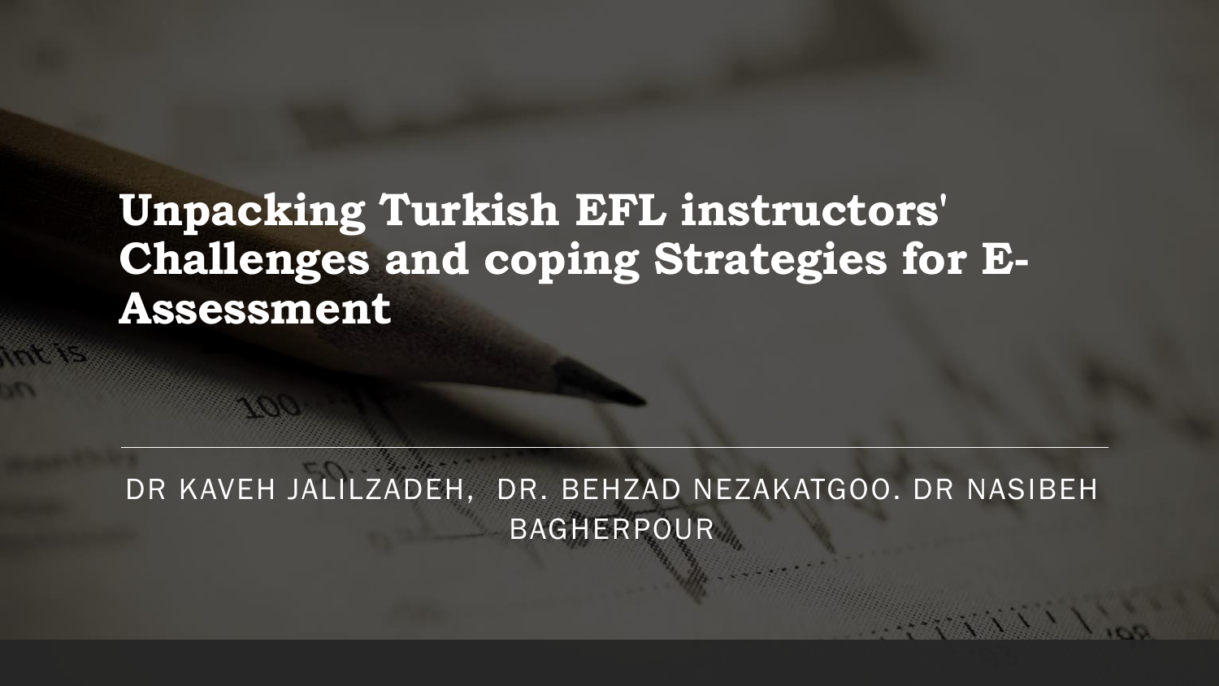# Unpacking Turkish EFL instructors' Challenges and coping Strategies for E-Assessment

DR KAVEH JALILZADEH, DR. BEHZAD NEZAKATGOO. DR NASIBEH BAGHERPOUR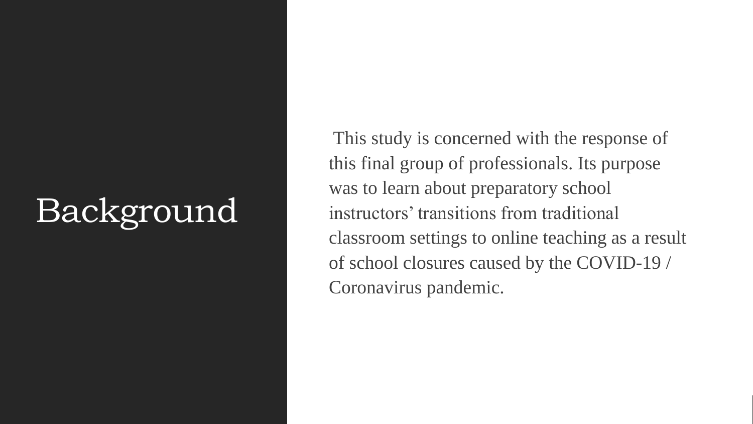# Background

This study is concerned with the response of this final group of professionals. Its purpose was to learn about preparatory school instructors' transitions from traditional classroom settings to online teaching as a result of school closures caused by the COVID-19 / Coronavirus pandemic.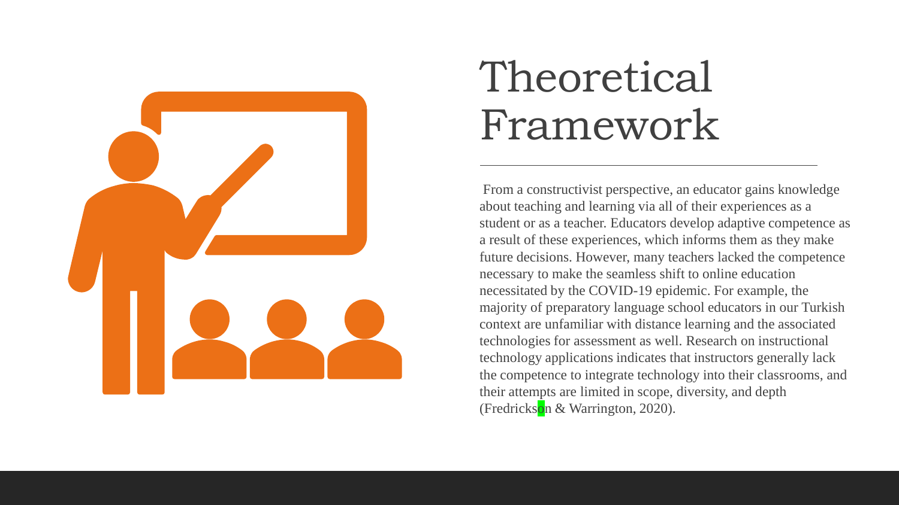# Theoretical Framework

From a constructivist perspective, an educator gains knowledge about teaching and learning via all of their experiences as a student or as a teacher. Educators develop adaptive competence as a result of these experiences, which informs them as they make future decisions. However, many teachers lacked the competence necessary to make the seamless shift to online education necessitated by the COVID-19 epidemic. For example, the majority of preparatory language school educators in our Turkish context are unfamiliar with distance learning and the associated technologies for assessment as well. Research on instructional technology applications indicates that instructors generally lack the competence to integrate technology into their classrooms, and their attempts are limited in scope, diversity, and depth (Fredrickson & Warrington, 2020).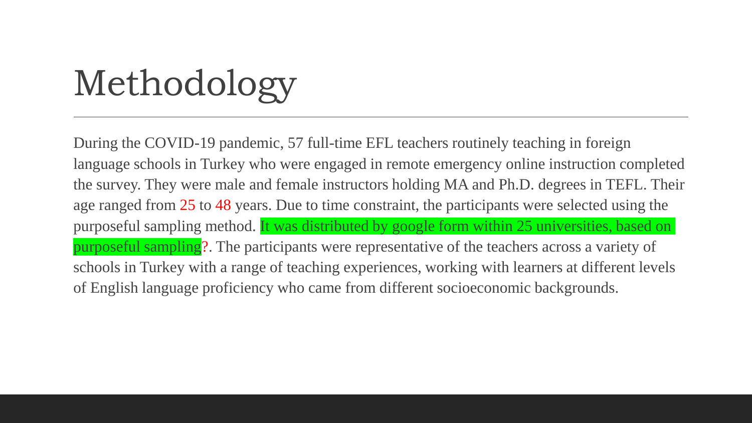# Methodology

During the COVID-19 pandemic, 57 full-time EFL teachers routinely teaching in foreign language schools in Turkey who were engaged in remote emergency online instruction completed the survey. They were male and female instructors holding MA and Ph.D. degrees in TEFL. Their age ranged from 25 to 48 years. Due to time constraint, the participants were selected using the purposeful sampling method. It was distributed by google form within 25 universities, based on purposeful sampling?. The participants were representative of the teachers across a variety of schools in Turkey with a range of teaching experiences, working with learners at different levels of English language proficiency who came from different socioeconomic backgrounds.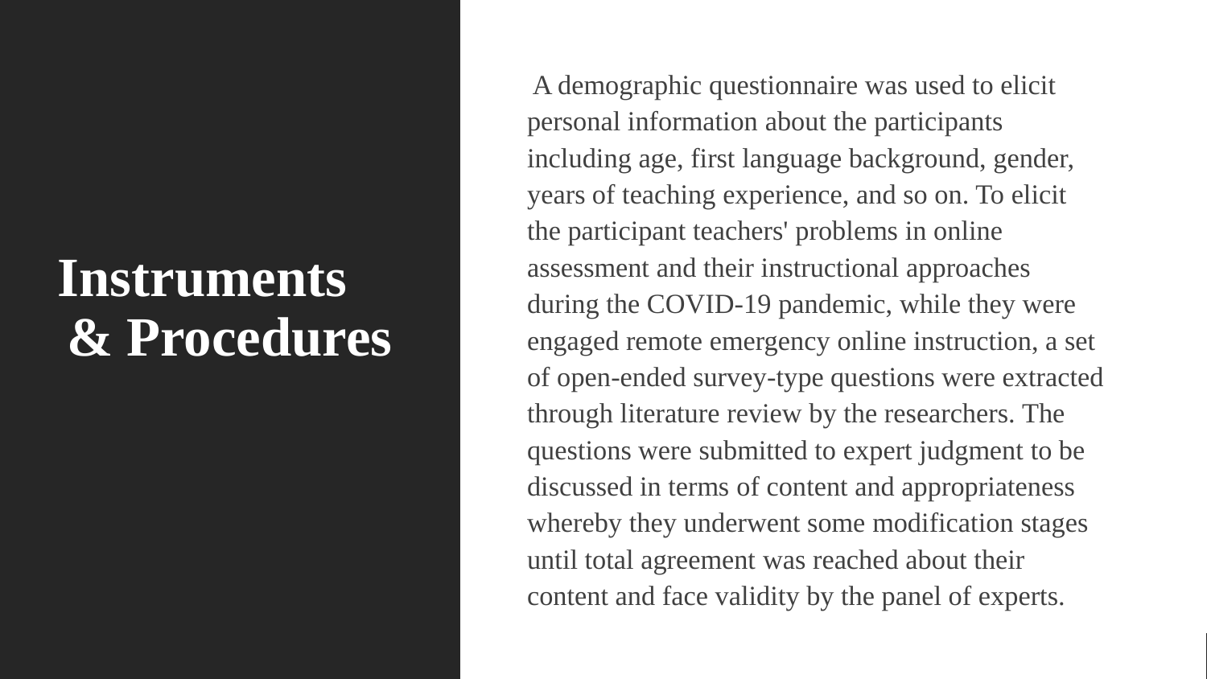# Instruments & Procedures

A demographic questionnaire was used to elicit personal information about the participants including age, first language background, gender, years of teaching experience, and so on. To elicit the participant teachers' problems in online assessment and their instructional approaches during the COVID-19 pandemic, while they were engaged remote emergency online instruction, a set of open-ended survey-type questions were extracted through literature review by the researchers. The questions were submitted to expert judgment to be discussed in terms of content and appropriateness whereby they underwent some modification stages until total agreement was reached about their content and face validity by the panel of experts.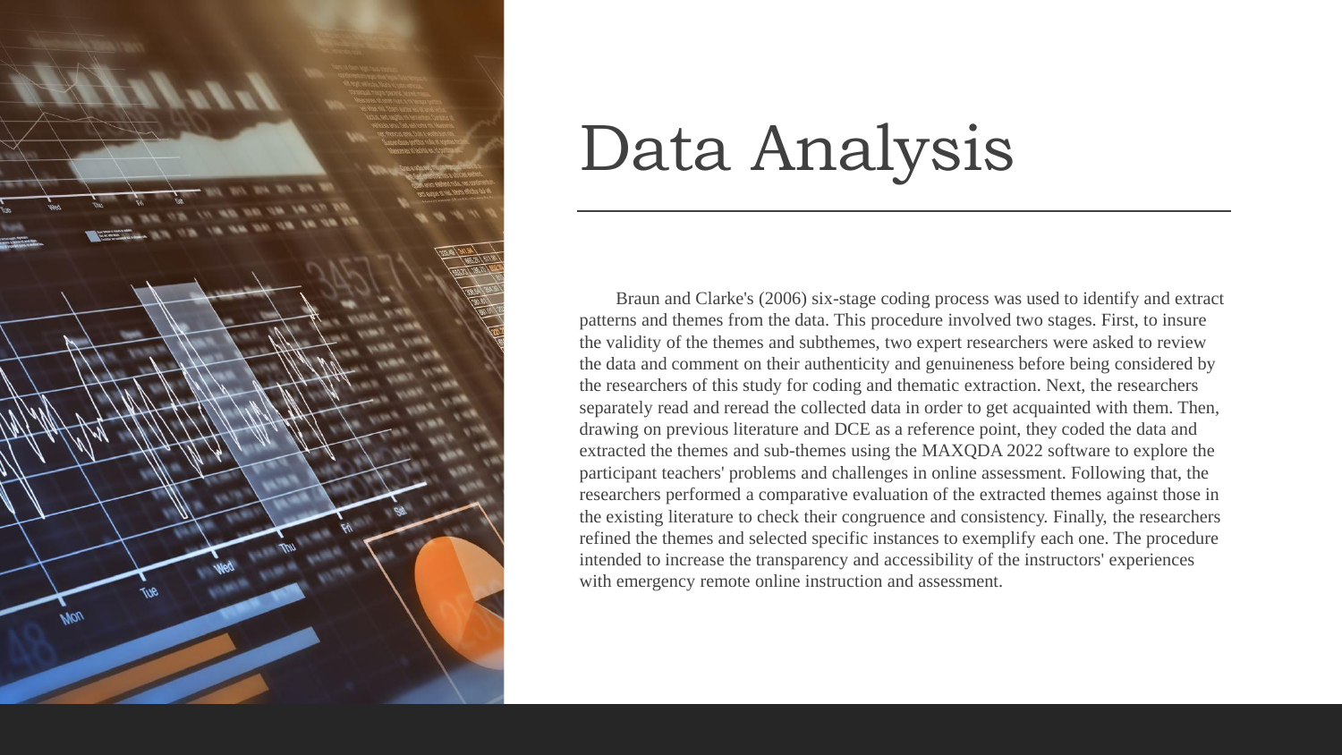# Data Analysis

Braun and Clarke's (2006) six-stage coding process was used to identify and extract patterns and themes from the data. This procedure involved two stages. First, to insure the validity of the themes and subthemes, two expert researchers were asked to review the data and comment on their authenticity and genuineness before being considered by the researchers of this study for coding and thematic extraction. Next, the researchers separately read and reread the collected data in order to get acquainted with them. Then, drawing on previous literature and DCE as a reference point, they coded the data and extracted the themes and sub-themes using the MAXQDA 2022 software to explore the participant teachers' problems and challenges in online assessment. Following that, the researchers performed a comparative evaluation of the extracted themes against those in the existing literature to check their congruence and consistency. Finally, the researchers refined the themes and selected specific instances to exemplify each one. The procedure intended to increase the transparency and accessibility of the instructors' experiences with emergency remote online instruction and assessment.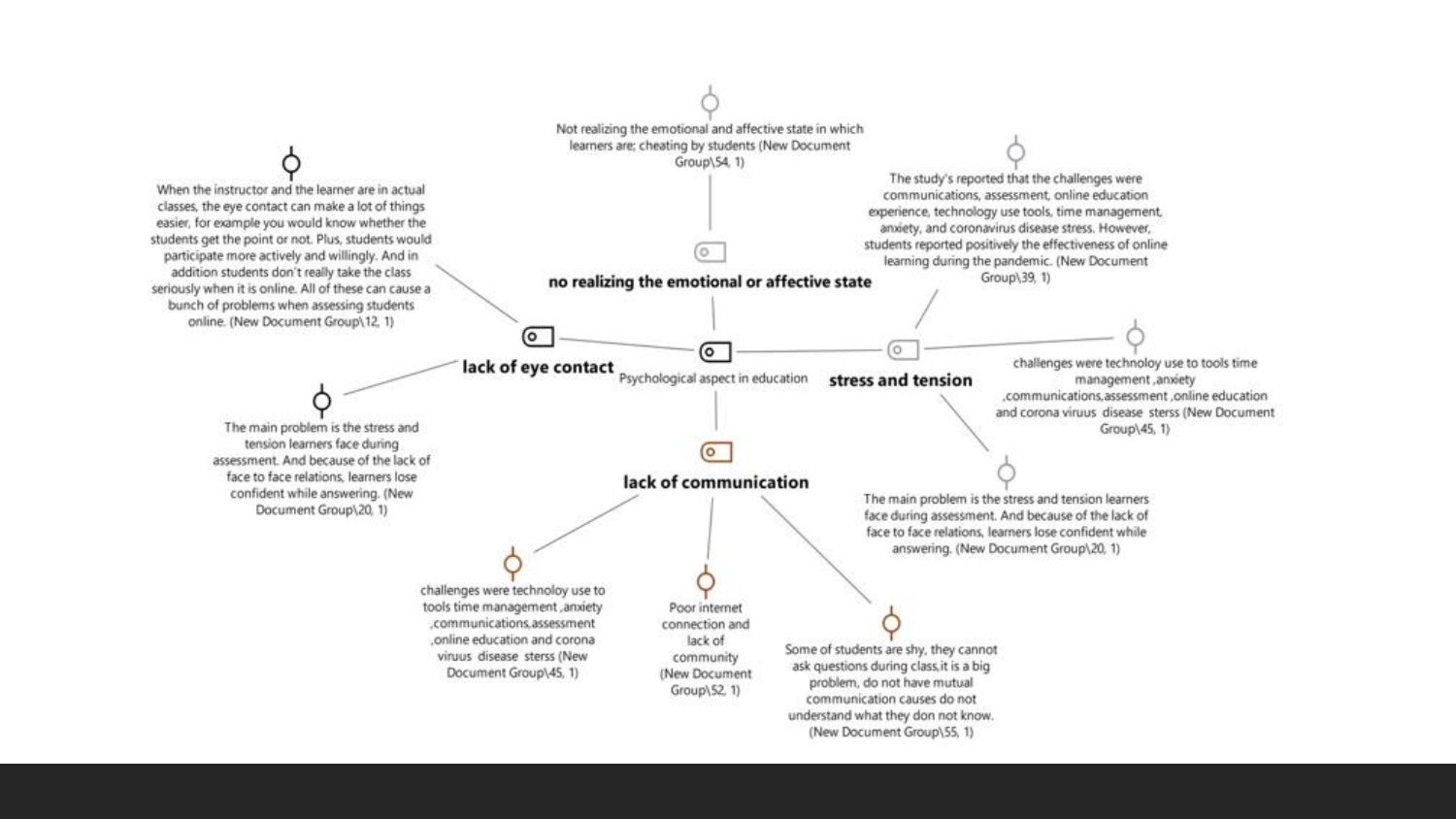Not realizing the emotional and affective state in which learners are; cheating by students (New Document Group\54, 1)

**no realizing the emotional or affective state**

When the instructor and the learner are in actual classes, the eye contact can make a lot of things easier, for example you would know whether the students get the point or not. Plus, students would participate more actively and willingly. And in addition students don't really take the class seriously when it is online. All of these can cause a bunch of problems when assessing students online. (New Document Group\12, 1)

**lack of eye contact**

The main problem is the stress and tension learners face during assessment. And because of the lack of face to face relations, learners lose confident while answering. (New Document Group\20, 1)

Psychological aspect in education

The study's reported that the challenges were communications, assessment, online education experience, technology use tools, time management, anxiety, and coronavirus disease stress. However, students reported positively the effectiveness of online learning during the pandemic. (New Document Group\39, 1)

**stress and tension**

challenges were technoloy use to tools time management ,anxiety ,communications,assessment ,online education and corona viruus disease sterss (New Document Group\45, 1)

The main problem is the stress and tension learners face during assessment. And because of the lack of face to face relations, learners lose confident while answering. (New Document Group\20, 1)

**lack of communication**

challenges were technoloy use to tools time management ,anxiety ,communications,assessment ,online education and corona viruus disease sterss (New Document Group\45, 1)

Poor internet connection and lack of community (New Document Group\52, 1)

Some of students are shy, they cannot ask questions during class,it is a big problem, do not have mutual communication causes do not understand what they don not know. (New Document Group\55, 1)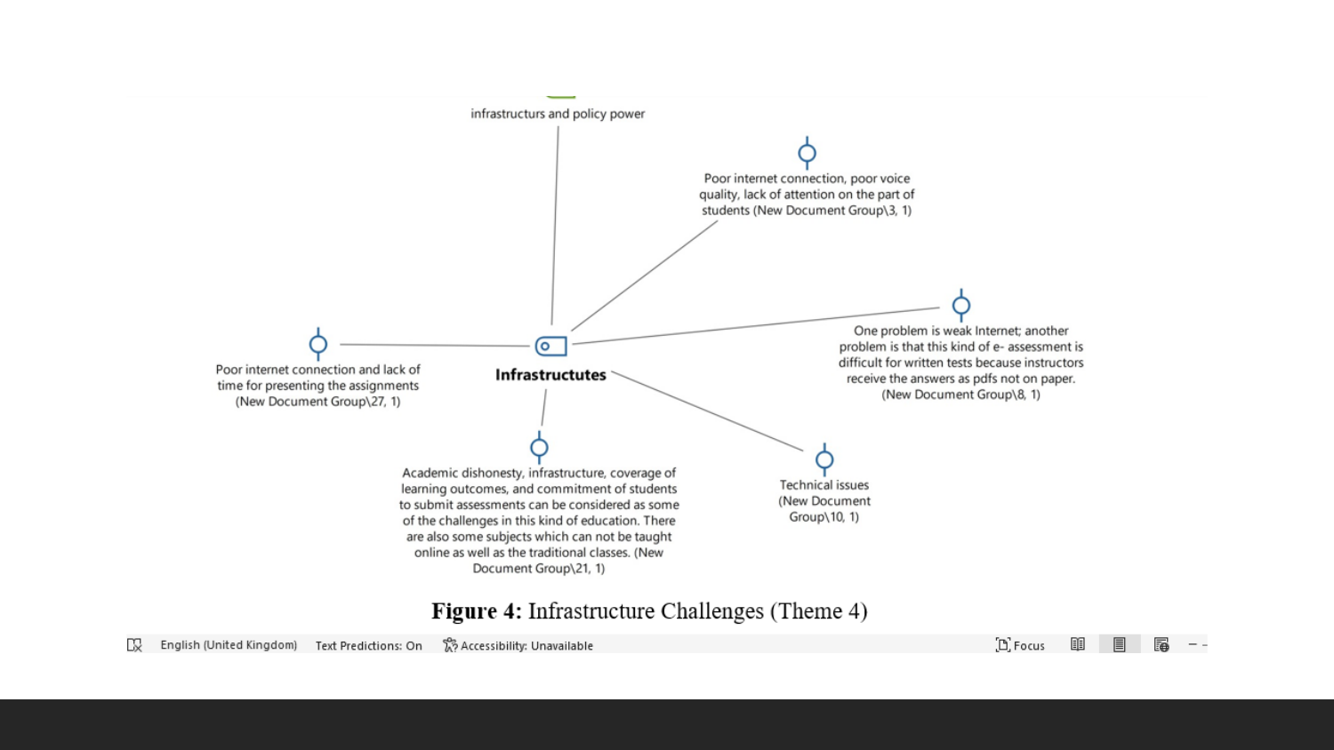infrastructurs and policy power

Poor internet connection, poor voice quality, lack of attention on the part of students (New Document Group\3, 1)

One problem is weak Internet; another problem is that this kind of e- assessment is difficult for written tests because instructors receive the answers as pdfs not on paper. (New Document Group\8, 1)

Poor internet connection and lack of time for presenting the assignments (New Document Group\27, 1)

**Infrastructutes**

Academic dishonesty, infrastructure, coverage of learning outcomes, and commitment of students to submit assessments can be considered as some of the challenges in this kind of education. There are also some subjects which can not be taught online as well as the traditional classes. (New Document Group\21, 1)

Technical issues (New Document Group\10, 1)

**Figure 4:** Infrastructure Challenges (Theme 4)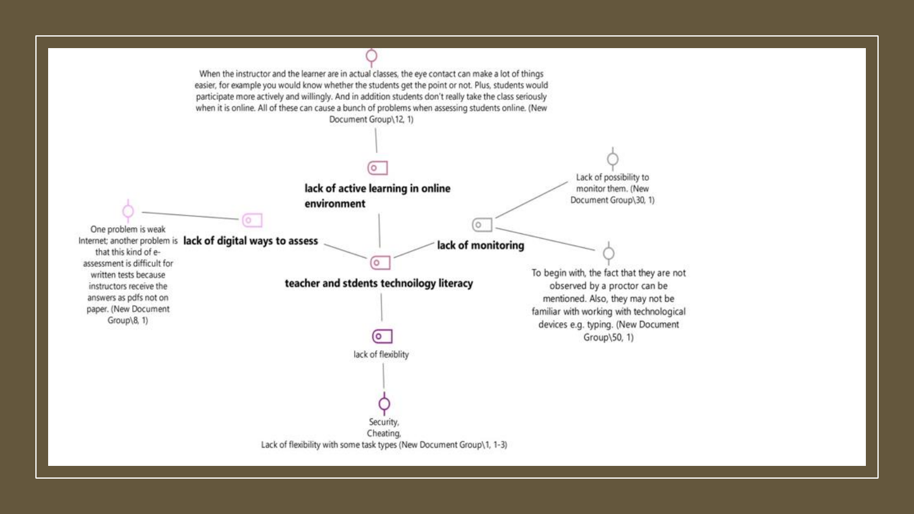When the instructor and the learner are in actual classes, the eye contact can make a lot of things easier, for example you would know whether the students get the point or not. Plus, students would participate more actively and willingly. And in addition students don't really take the class seriously when it is online. All of these can cause a bunch of problems when assessing students online. (New Document Group\12, 1)

**lack of active learning in online environment**

One problem is weak Internet; another problem is that this kind of e-assessment is difficult for written tests because instructors receive the answers as pdfs not on paper. (New Document Group\8, 1)

**lack of digital ways to assess**

**teacher and stdents technoilogy literacy**

**lack of monitoring**

Lack of possibility to monitor them. (New Document Group\30, 1)

To begin with, the fact that they are not observed by a proctor can be mentioned. Also, they may not be familiar with working with technological devices e.g. typing. (New Document Group\50, 1)

lack of flexiblity

Security,
Cheating,
Lack of flexibility with some task types (New Document Group\1, 1-3)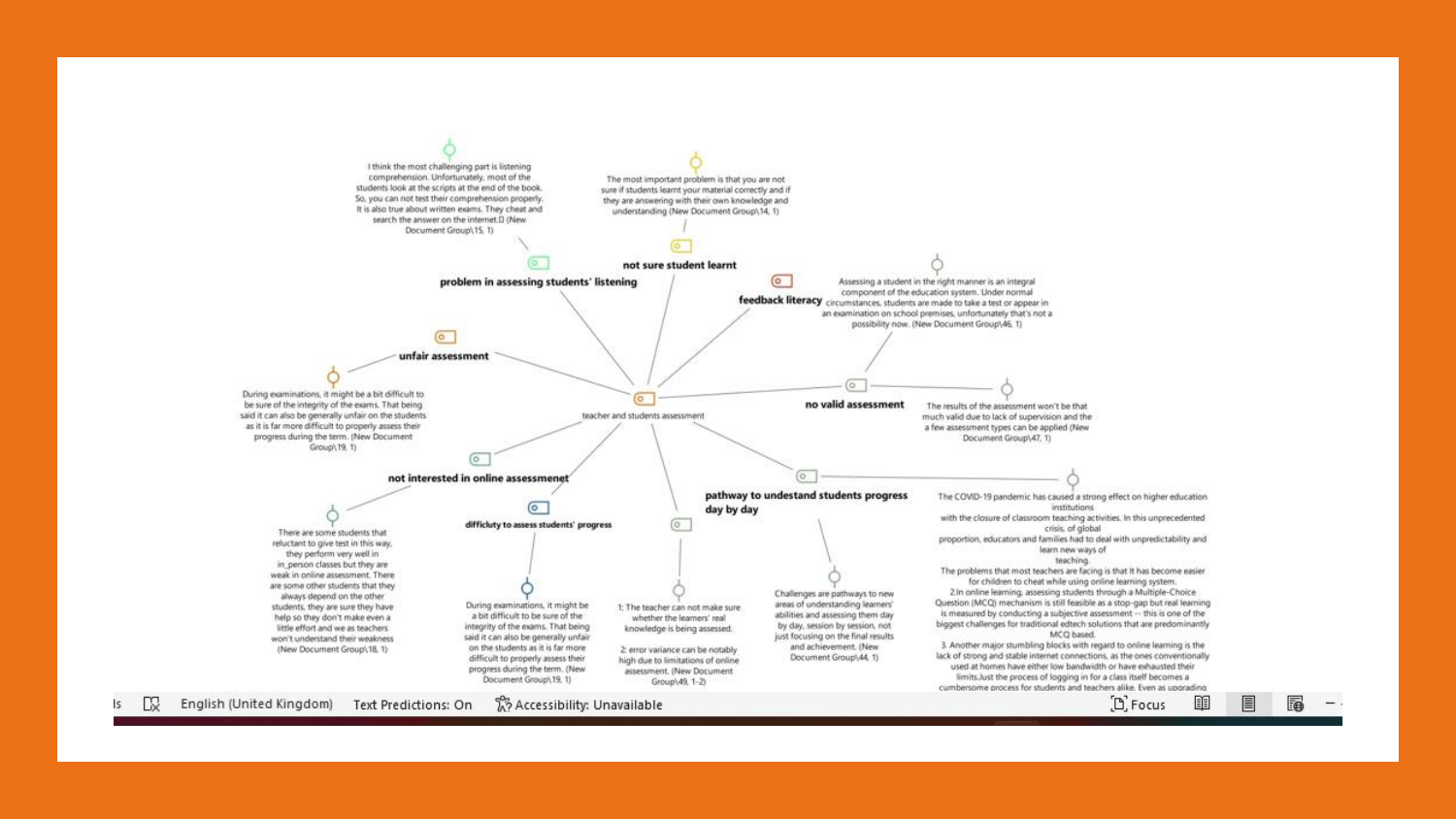teacher and students assessment

**problem in assessing students' listening**

I think the most challenging part is listening comprehension. Unfortunately, most of the students look at the scripts at the end of the book. So, you can not test their comprehension properly. It is also true about written exams. They cheat and search the answer on the internet. (New Document Group\15, 1)

**not sure student learnt**

The most important problem is that you are not sure if students learnt your material correctly and if they are answering with their own knowledge and understanding (New Document Group\14, 1)

**feedback literacy**

**no valid assessment**

Assessing a student in the right manner is an integral component of the education system. Under normal circumstances, students are made to take a test or appear in an examination on school premises, unfortunately that's not a possibility now. (New Document Group\46, 1)

The results of the assessment won't be that much valid due to lack of supervision and the a few assessment types can be applied (New Document Group\47, 1)

**unfair assessment**

During examinations, it might be a bit difficult to be sure of the integrity of the exams. That being said it can also be generally unfair on the students as it is far more difficult to properly assess their progress during the term. (New Document Group\19, 1)

**not interested in online assessmenet**

There are some students that reluctant to give test in this way, they perform very well in in_person classes but they are weak in online assessment. There are some other students that they always depend on the other students, they are sure they have help so they don't make even a little effort and we as teachers won't understand their weakness (New Document Group\18, 1)

**difficluty to assess students' progress**

During examinations, it might be a bit difficult to be sure of the integrity of the exams. That being said it can also be generally unfair on the students as it is far more difficult to properly assess their progress during the term. (New Document Group\19, 1)

1: The teacher can not make sure whether the learners' real knowledge is being assessed.

2: error variance can be notably high due to limitations of online assessment. (New Document Group\49, 1-2)

**pathway to undestand students progress day by day**

Challenges are pathways to new areas of understanding learners' abilities and assessing them day by day, session by session, not just focusing on the final results and achievement. (New Document Group\44, 1)

The COVID-19 pandemic has caused a strong effect on higher education institutions with the closure of classroom teaching activities. In this unprecedented crisis, of global proportion, educators and families had to deal with unpredictability and learn new ways of teaching.
The problems that most teachers are facing is that it has become easier for children to cheat while using online learning system.
2.In online learning, assessing students through a Multiple-Choice Question (MCQ) mechanism is still feasible as a stop-gap but real learning is measured by conducting a subjective assessment -- this is one of the biggest challenges for traditional edtech solutions that are predominantly MCQ based.
3. Another major stumbling blocks with regard to online learning is the lack of strong and stable internet connections, as the ones conventionally used at homes have either low bandwidth or have exhausted their limits.Just the process of logging in for a class itself becomes a cumbersome process for students and teachers alike. Even as upgrading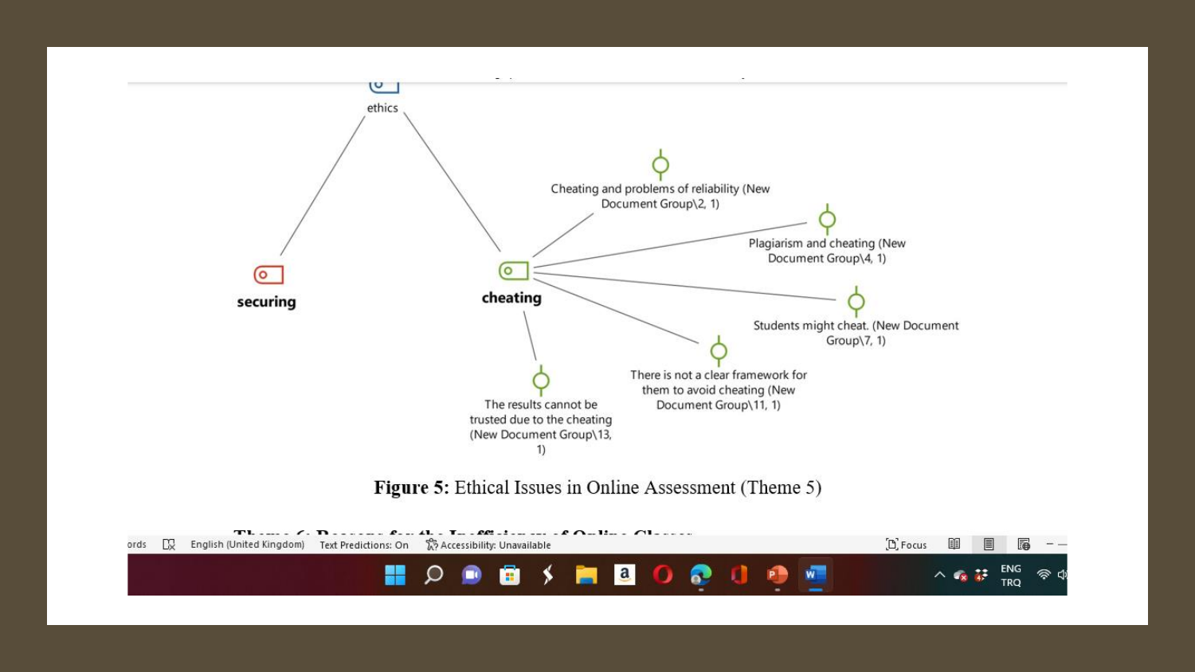ethics

securing

cheating

Cheating and problems of reliability (New Document Group\2, 1)

Plagiarism and cheating (New Document Group\4, 1)

Students might cheat. (New Document Group\7, 1)

There is not a clear framework for them to avoid cheating (New Document Group\11, 1)

The results cannot be trusted due to the cheating (New Document Group\13, 1)

**Figure 5:** Ethical Issues in Online Assessment (Theme 5)

**Theme 6: Reasons for the Inefficiency of Online Classes**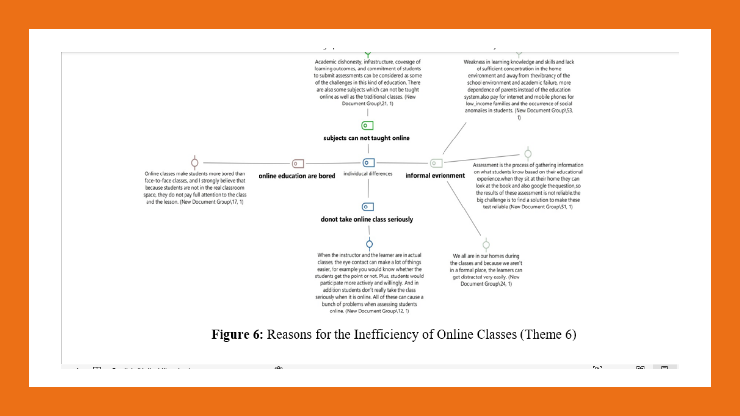Academic dishonesty, infrastructure, coverage of learning outcomes, and commitment of students to submit assessments can be considered as some of the challenges in this kind of education. There are also some subjects which can not be taught online as well as the traditional classes. (New Document Group\21, 1)

Weakness in learning knowledge and skills and lack of sufficient concentration in the home environment and away from thevibrancy of the school environment and academic failure, more dependence of parents instead of the education system.also pay for internet and mobile phones for low_income families and the occurrence of social anomalies in students. (New Document Group\53, 1)

**subjects can not taught online**

Online classes make students more bored than face-to-face classes, and I strongly believe that because students are not in the real classroom space, they do not pay full attention to the class and the lesson. (New Document Group\17, 1)

**online education are bored**

individucal differences

**informal evrionment**

Assessment is the process of gathering information on what students know based on their educational experience.when they sit at their home they can look at the book and also google the question,so the results of these assessment is not reliable.the big challenge is to find a solution to make these test reliable (New Document Group\51, 1)

**donot take online class seriously**

When the instructor and the learner are in actual classes, the eye contact can make a lot of things easier, for example you would know whether the students get the point or not. Plus, students would participate more actively and willingly. And in addition students don't really take the class seriously when it is online. All of these can cause a bunch of problems when assessing students online. (New Document Group\12, 1)

We all are in our homes during the classes and because we aren't in a formal place, the learners can get distracted very easily. (New Document Group\24, 1)

**Figure 6:** Reasons for the Inefficiency of Online Classes (Theme 6)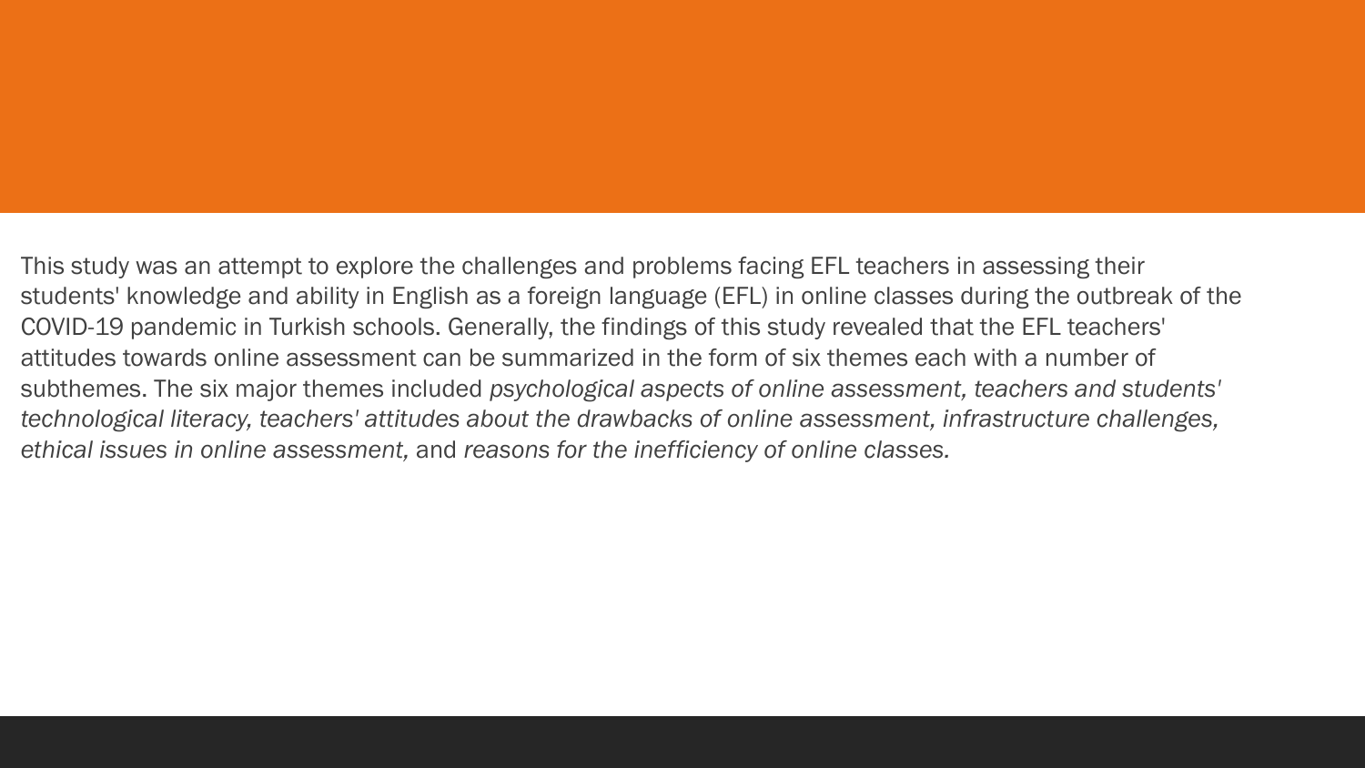This study was an attempt to explore the challenges and problems facing EFL teachers in assessing their students' knowledge and ability in English as a foreign language (EFL) in online classes during the outbreak of the COVID-19 pandemic in Turkish schools. Generally, the findings of this study revealed that the EFL teachers' attitudes towards online assessment can be summarized in the form of six themes each with a number of subthemes. The six major themes included *psychological aspects of online assessment, teachers and students' technological literacy, teachers' attitudes about the drawbacks of online assessment, infrastructure challenges, ethical issues in online assessment,* and *reasons for the inefficiency of online classes.*